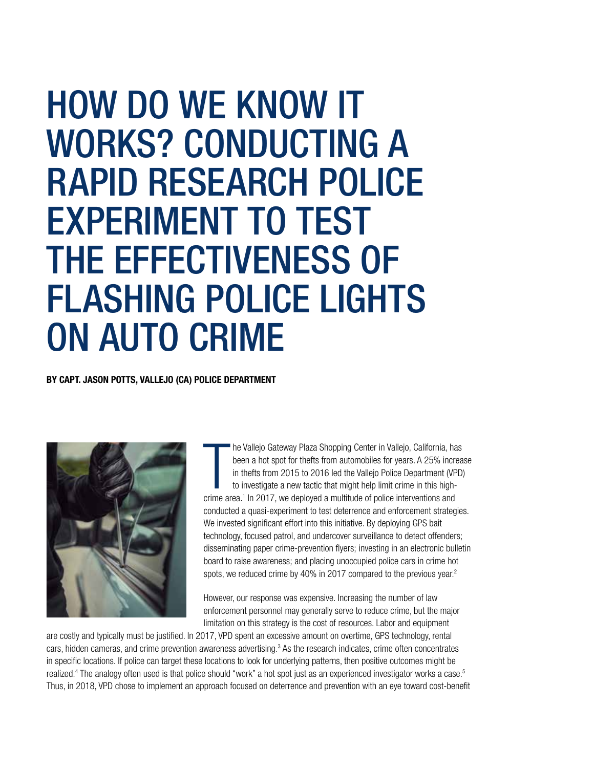# HOW DO WE KNOW IT WORKS? CONDUCTING A RAPID RESEARCH POLICE EXPERIMENT TO TEST THE EFFECTIVENESS OF FLASHING POLICE LIGHTS ON AUTO CRIME

**BY CAPT. JASON POTTS, VALLEJO (CA) POLICE DEPARTMENT**

The Vallejo Gateway Plaza Shopping Center in Vallejo, California, has been a hot spot for thefts from automobiles for years. A 25% increase in thefts from 2015 to 2016 led the Vallejo Police Department (VPD) to investigate a new tactic that might help limit crime in this high-crime area.[1] In 2017, we deployed a multitude of police interventions and conducted a quasi-experiment to test deterrence and enforcement strategies. We invested significant effort into this initiative. By deploying GPS bait technology, focused patrol, and undercover surveillance to detect offenders; disseminating paper crime-prevention flyers; investing in an electronic bulletin board to raise awareness; and placing unoccupied police cars in crime hot spots, we reduced crime by 40% in 2017 compared to the previous year.[2]

However, our response was expensive. Increasing the number of law enforcement personnel may generally serve to reduce crime, but the major limitation on this strategy is the cost of resources. Labor and equipment are costly and typically must be justified. In 2017, VPD spent an excessive amount on overtime, GPS technology, rental cars, hidden cameras, and crime prevention awareness advertising.[3] As the research indicates, crime often concentrates in specific locations. If police can target these locations to look for underlying patterns, then positive outcomes might be realized.[4] The analogy often used is that police should "work" a hot spot just as an experienced investigator works a case.[5] Thus, in 2018, VPD chose to implement an approach focused on deterrence and prevention with an eye toward cost-benefit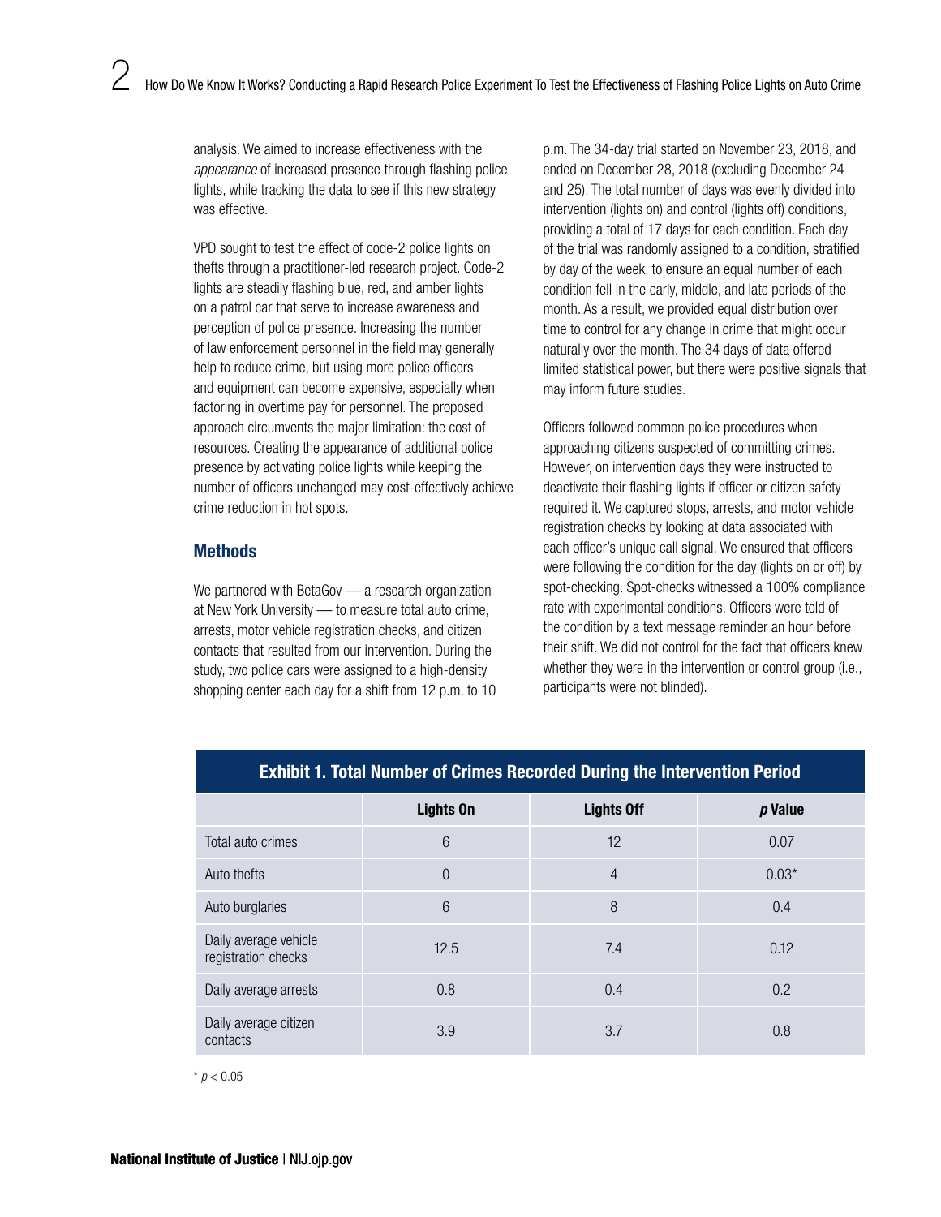analysis. We aimed to increase effectiveness with the *appearance* of increased presence through flashing police lights, while tracking the data to see if this new strategy was effective.

VPD sought to test the effect of code-2 police lights on thefts through a practitioner-led research project. Code-2 lights are steadily flashing blue, red, and amber lights on a patrol car that serve to increase awareness and perception of police presence. Increasing the number of law enforcement personnel in the field may generally help to reduce crime, but using more police officers and equipment can become expensive, especially when factoring in overtime pay for personnel. The proposed approach circumvents the major limitation: the cost of resources. Creating the appearance of additional police presence by activating police lights while keeping the number of officers unchanged may cost-effectively achieve crime reduction in hot spots.

## Methods

We partnered with BetaGov — a research organization at New York University — to measure total auto crime, arrests, motor vehicle registration checks, and citizen contacts that resulted from our intervention. During the study, two police cars were assigned to a high-density shopping center each day for a shift from 12 p.m. to 10 p.m. The 34-day trial started on November 23, 2018, and ended on December 28, 2018 (excluding December 24 and 25). The total number of days was evenly divided into intervention (lights on) and control (lights off) conditions, providing a total of 17 days for each condition. Each day of the trial was randomly assigned to a condition, stratified by day of the week, to ensure an equal number of each condition fell in the early, middle, and late periods of the month. As a result, we provided equal distribution over time to control for any change in crime that might occur naturally over the month. The 34 days of data offered limited statistical power, but there were positive signals that may inform future studies.

Officers followed common police procedures when approaching citizens suspected of committing crimes. However, on intervention days they were instructed to deactivate their flashing lights if officer or citizen safety required it. We captured stops, arrests, and motor vehicle registration checks by looking at data associated with each officer's unique call signal. We ensured that officers were following the condition for the day (lights on or off) by spot-checking. Spot-checks witnessed a 100% compliance rate with experimental conditions. Officers were told of the condition by a text message reminder an hour before their shift. We did not control for the fact that officers knew whether they were in the intervention or control group (i.e., participants were not blinded).

**Exhibit 1. Total Number of Crimes Recorded During the Intervention Period**

| | Lights On | Lights Off | *p* Value |
|---|---|---|---|
| Total auto crimes | 6 | 12 | 0.07 |
| Auto thefts | 0 | 4 | 0.03* |
| Auto burglaries | 6 | 8 | 0.4 |
| Daily average vehicle registration checks | 12.5 | 7.4 | 0.12 |
| Daily average arrests | 0.8 | 0.4 | 0.2 |
| Daily average citizen contacts | 3.9 | 3.7 | 0.8 |

\* $p < 0.05$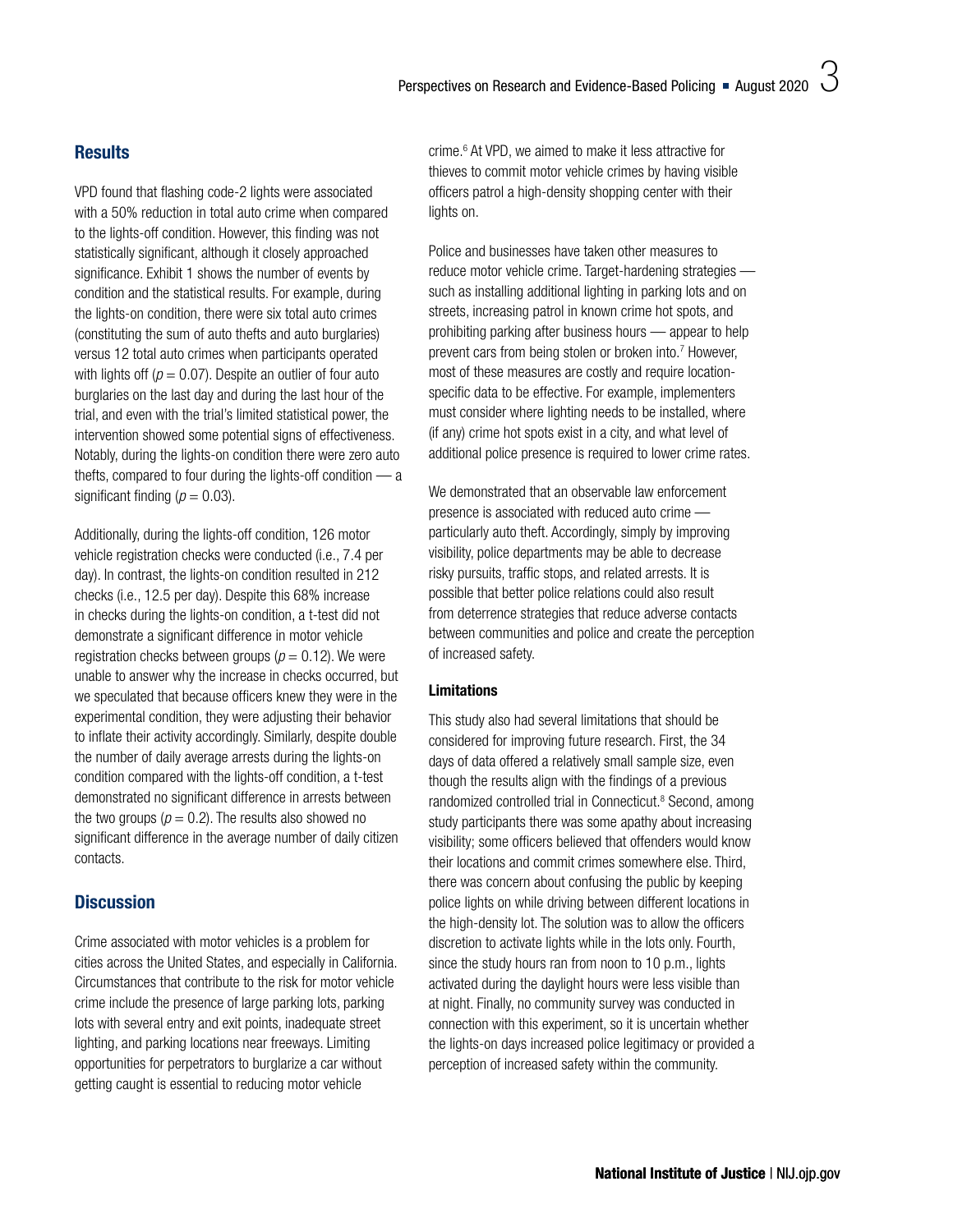## Results

VPD found that flashing code-2 lights were associated with a 50% reduction in total auto crime when compared to the lights-off condition. However, this finding was not statistically significant, although it closely approached significance. Exhibit 1 shows the number of events by condition and the statistical results. For example, during the lights-on condition, there were six total auto crimes (constituting the sum of auto thefts and auto burglaries) versus 12 total auto crimes when participants operated with lights off ($p = 0.07$). Despite an outlier of four auto burglaries on the last day and during the last hour of the trial, and even with the trial's limited statistical power, the intervention showed some potential signs of effectiveness. Notably, during the lights-on condition there were zero auto thefts, compared to four during the lights-off condition — a significant finding ($p = 0.03$).

Additionally, during the lights-off condition, 126 motor vehicle registration checks were conducted (i.e., 7.4 per day). In contrast, the lights-on condition resulted in 212 checks (i.e., 12.5 per day). Despite this 68% increase in checks during the lights-on condition, a t-test did not demonstrate a significant difference in motor vehicle registration checks between groups ($p = 0.12$). We were unable to answer why the increase in checks occurred, but we speculated that because officers knew they were in the experimental condition, they were adjusting their behavior to inflate their activity accordingly. Similarly, despite double the number of daily average arrests during the lights-on condition compared with the lights-off condition, a t-test demonstrated no significant difference in arrests between the two groups ($p = 0.2$). The results also showed no significant difference in the average number of daily citizen contacts.

## Discussion

Crime associated with motor vehicles is a problem for cities across the United States, and especially in California. Circumstances that contribute to the risk for motor vehicle crime include the presence of large parking lots, parking lots with several entry and exit points, inadequate street lighting, and parking locations near freeways. Limiting opportunities for perpetrators to burglarize a car without getting caught is essential to reducing motor vehicle crime.[6] At VPD, we aimed to make it less attractive for thieves to commit motor vehicle crimes by having visible officers patrol a high-density shopping center with their lights on.

Police and businesses have taken other measures to reduce motor vehicle crime. Target-hardening strategies — such as installing additional lighting in parking lots and on streets, increasing patrol in known crime hot spots, and prohibiting parking after business hours — appear to help prevent cars from being stolen or broken into.[7] However, most of these measures are costly and require location-specific data to be effective. For example, implementers must consider where lighting needs to be installed, where (if any) crime hot spots exist in a city, and what level of additional police presence is required to lower crime rates.

We demonstrated that an observable law enforcement presence is associated with reduced auto crime — particularly auto theft. Accordingly, simply by improving visibility, police departments may be able to decrease risky pursuits, traffic stops, and related arrests. It is possible that better police relations could also result from deterrence strategies that reduce adverse contacts between communities and police and create the perception of increased safety.

### Limitations

This study also had several limitations that should be considered for improving future research. First, the 34 days of data offered a relatively small sample size, even though the results align with the findings of a previous randomized controlled trial in Connecticut.[8] Second, among study participants there was some apathy about increasing visibility; some officers believed that offenders would know their locations and commit crimes somewhere else. Third, there was concern about confusing the public by keeping police lights on while driving between different locations in the high-density lot. The solution was to allow the officers discretion to activate lights while in the lots only. Fourth, since the study hours ran from noon to 10 p.m., lights activated during the daylight hours were less visible than at night. Finally, no community survey was conducted in connection with this experiment, so it is uncertain whether the lights-on days increased police legitimacy or provided a perception of increased safety within the community.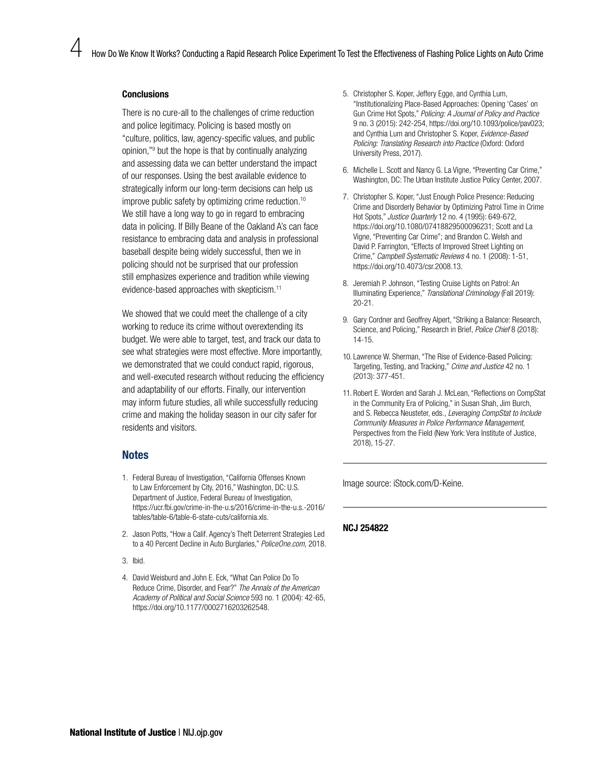### Conclusions

There is no cure-all to the challenges of crime reduction and police legitimacy. Policing is based mostly on "culture, politics, law, agency-specific values, and public opinion,"[9] but the hope is that by continually analyzing and assessing data we can better understand the impact of our responses. Using the best available evidence to strategically inform our long-term decisions can help us improve public safety by optimizing crime reduction.[10] We still have a long way to go in regard to embracing data in policing. If Billy Beane of the Oakland A's can face resistance to embracing data and analysis in professional baseball despite being widely successful, then we in policing should not be surprised that our profession still emphasizes experience and tradition while viewing evidence-based approaches with skepticism.[11]

We showed that we could meet the challenge of a city working to reduce its crime without overextending its budget. We were able to target, test, and track our data to see what strategies were most effective. More importantly, we demonstrated that we could conduct rapid, rigorous, and well-executed research without reducing the efficiency and adaptability of our efforts. Finally, our intervention may inform future studies, all while successfully reducing crime and making the holiday season in our city safer for residents and visitors.

## Notes

1. Federal Bureau of Investigation, "California Offenses Known to Law Enforcement by City, 2016," Washington, DC: U.S. Department of Justice, Federal Bureau of Investigation, https://ucr.fbi.gov/crime-in-the-u.s/2016/crime-in-the-u.s.-2016/tables/table-6/table-6-state-cuts/california.xls.
2. Jason Potts, "How a Calif. Agency's Theft Deterrent Strategies Led to a 40 Percent Decline in Auto Burglaries," *PoliceOne.com,* 2018.
3. Ibid.
4. David Weisburd and John E. Eck, "What Can Police Do To Reduce Crime, Disorder, and Fear?" *The Annals of the American Academy of Political and Social Science* 593 no. 1 (2004): 42-65, https://doi.org/10.1177/0002716203262548.
5. Christopher S. Koper, Jeffery Egge, and Cynthia Lum, "Institutionalizing Place-Based Approaches: Opening 'Cases' on Gun Crime Hot Spots," *Policing: A Journal of Policy and Practice* 9 no. 3 (2015): 242-254, https://doi.org/10.1093/police/pav023; and Cynthia Lum and Christopher S. Koper, *Evidence-Based Policing: Translating Research into Practice* (Oxford: Oxford University Press, 2017).
6. Michelle L. Scott and Nancy G. La Vigne, "Preventing Car Crime," Washington, DC: The Urban Institute Justice Policy Center, 2007.
7. Christopher S. Koper, "Just Enough Police Presence: Reducing Crime and Disorderly Behavior by Optimizing Patrol Time in Crime Hot Spots," *Justice Quarterly* 12 no. 4 (1995): 649-672, https://doi.org/10.1080/07418829500096231; Scott and La Vigne, "Preventing Car Crime"; and Brandon C. Welsh and David P. Farrington, "Effects of Improved Street Lighting on Crime," *Campbell Systematic Reviews* 4 no. 1 (2008): 1-51, https://doi.org/10.4073/csr.2008.13.
8. Jeremiah P. Johnson, "Testing Cruise Lights on Patrol: An Illuminating Experience," *Translational Criminology* (Fall 2019): 20-21.
9. Gary Cordner and Geoffrey Alpert, "Striking a Balance: Research, Science, and Policing," Research in Brief, *Police Chief* 8 (2018): 14-15.
10. Lawrence W. Sherman, "The Rise of Evidence-Based Policing: Targeting, Testing, and Tracking," *Crime and Justice* 42 no. 1 (2013): 377-451.
11. Robert E. Worden and Sarah J. McLean, "Reflections on CompStat in the Community Era of Policing," in Susan Shah, Jim Burch, and S. Rebecca Neusteter, eds., *Leveraging CompStat to Include Community Measures in Police Performance Management,* Perspectives from the Field (New York: Vera Institute of Justice, 2018), 15-27.

Image source: iStock.com/D-Keine.

**NCJ 254822**